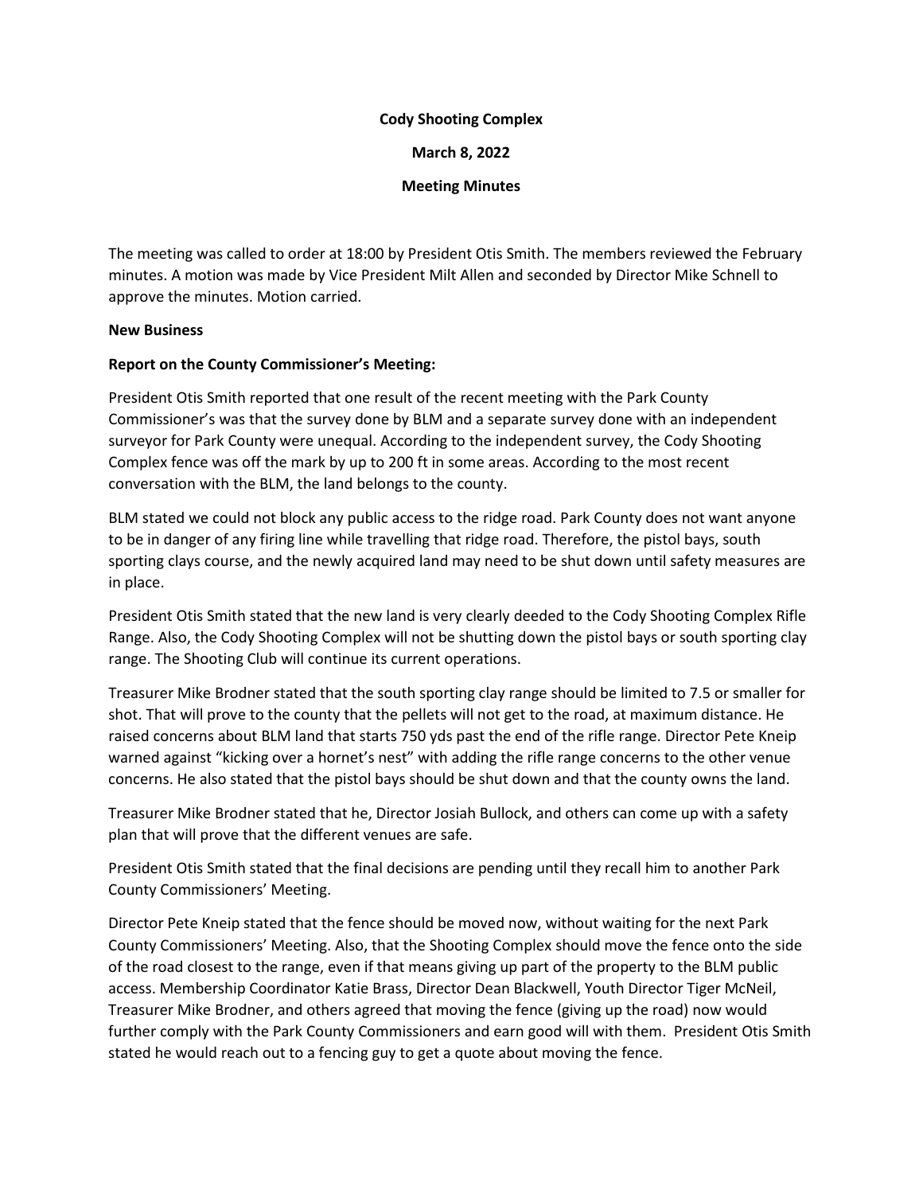**Cody Shooting Complex**

**March 8, 2022**

**Meeting Minutes**

The meeting was called to order at 18:00 by President Otis Smith. The members reviewed the February minutes. A motion was made by Vice President Milt Allen and seconded by Director Mike Schnell to approve the minutes. Motion carried.

**New Business**

**Report on the County Commissioner's Meeting:**

President Otis Smith reported that one result of the recent meeting with the Park County Commissioner's was that the survey done by BLM and a separate survey done with an independent surveyor for Park County were unequal. According to the independent survey, the Cody Shooting Complex fence was off the mark by up to 200 ft in some areas. According to the most recent conversation with the BLM, the land belongs to the county.

BLM stated we could not block any public access to the ridge road. Park County does not want anyone to be in danger of any firing line while travelling that ridge road. Therefore, the pistol bays, south sporting clays course, and the newly acquired land may need to be shut down until safety measures are in place.

President Otis Smith stated that the new land is very clearly deeded to the Cody Shooting Complex Rifle Range. Also, the Cody Shooting Complex will not be shutting down the pistol bays or south sporting clay range. The Shooting Club will continue its current operations.

Treasurer Mike Brodner stated that the south sporting clay range should be limited to 7.5 or smaller for shot. That will prove to the county that the pellets will not get to the road, at maximum distance. He raised concerns about BLM land that starts 750 yds past the end of the rifle range. Director Pete Kneip warned against "kicking over a hornet's nest" with adding the rifle range concerns to the other venue concerns. He also stated that the pistol bays should be shut down and that the county owns the land.

Treasurer Mike Brodner stated that he, Director Josiah Bullock, and others can come up with a safety plan that will prove that the different venues are safe.

President Otis Smith stated that the final decisions are pending until they recall him to another Park County Commissioners' Meeting.

Director Pete Kneip stated that the fence should be moved now, without waiting for the next Park County Commissioners' Meeting. Also, that the Shooting Complex should move the fence onto the side of the road closest to the range, even if that means giving up part of the property to the BLM public access. Membership Coordinator Katie Brass, Director Dean Blackwell, Youth Director Tiger McNeil, Treasurer Mike Brodner, and others agreed that moving the fence (giving up the road) now would further comply with the Park County Commissioners and earn good will with them. President Otis Smith stated he would reach out to a fencing guy to get a quote about moving the fence.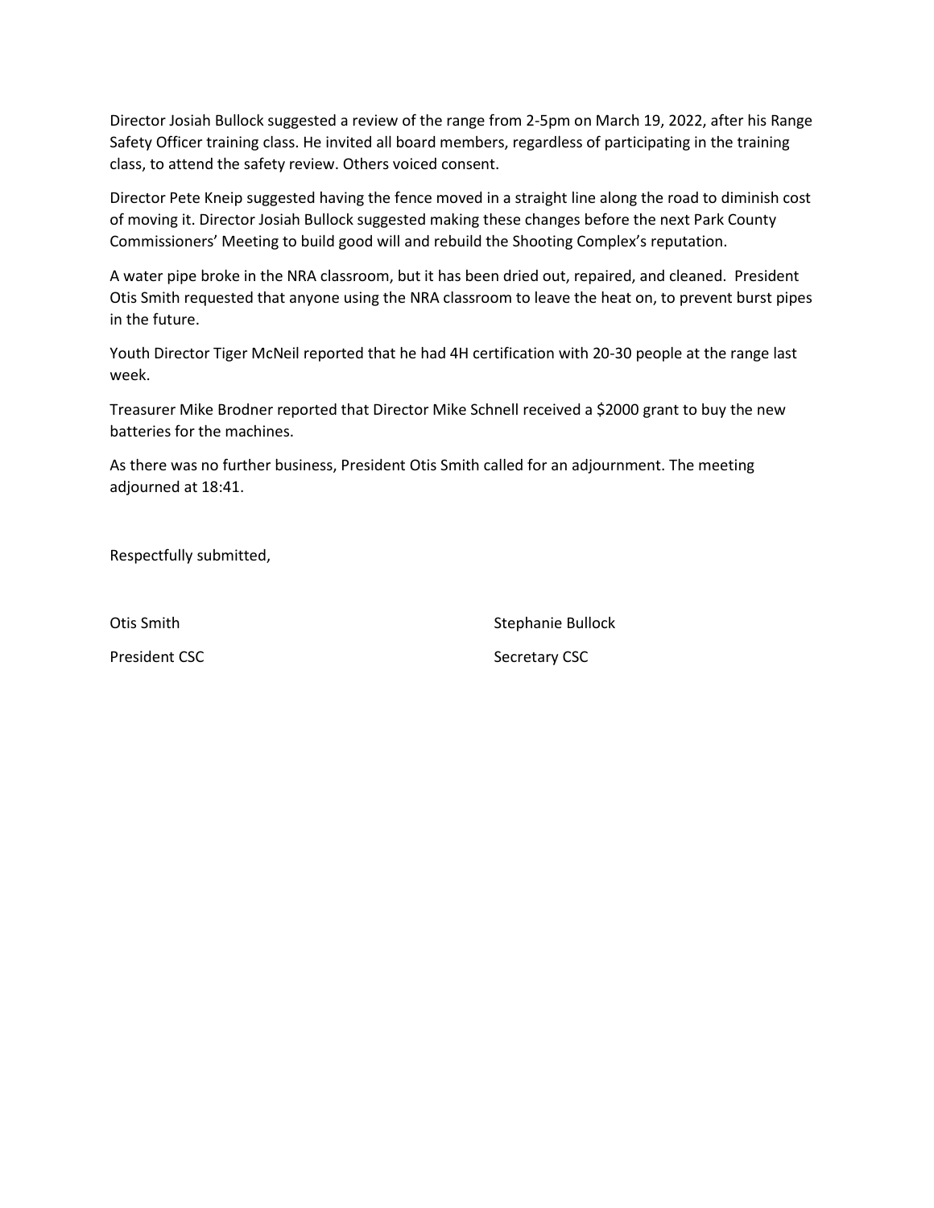Director Josiah Bullock suggested a review of the range from 2-5pm on March 19, 2022, after his Range Safety Officer training class. He invited all board members, regardless of participating in the training class, to attend the safety review. Others voiced consent.

Director Pete Kneip suggested having the fence moved in a straight line along the road to diminish cost of moving it. Director Josiah Bullock suggested making these changes before the next Park County Commissioners' Meeting to build good will and rebuild the Shooting Complex's reputation.

A water pipe broke in the NRA classroom, but it has been dried out, repaired, and cleaned. President Otis Smith requested that anyone using the NRA classroom to leave the heat on, to prevent burst pipes in the future.

Youth Director Tiger McNeil reported that he had 4H certification with 20-30 people at the range last week.

Treasurer Mike Brodner reported that Director Mike Schnell received a $2000 grant to buy the new batteries for the machines.

As there was no further business, President Otis Smith called for an adjournment. The meeting adjourned at 18:41.

Respectfully submitted,

Otis Smith
President CSC

Stephanie Bullock
Secretary CSC